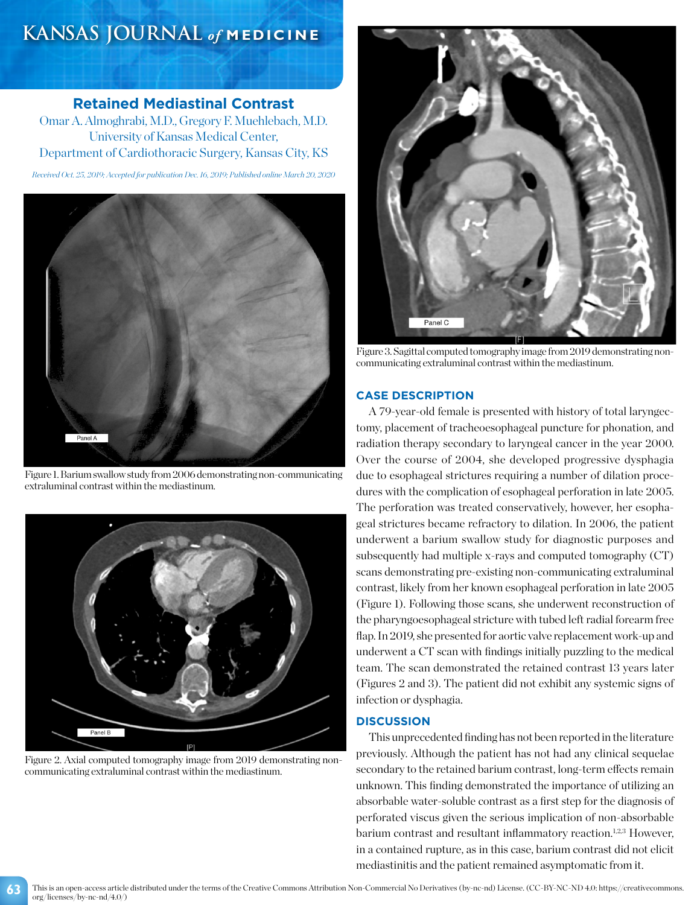# Retained Mediastinal Contrast

Omar A. Almoghrabi, M.D., Gregory F. Muehlebach, M.D.
University of Kansas Medical Center,
Department of Cardiothoracic Surgery, Kansas City, KS

*Received Oct. 25, 2019; Accepted for publication Dec. 16, 2019; Published online March 20, 2020*

Figure 1. Barium swallow study from 2006 demonstrating non-communicating extraluminal contrast within the mediastinum.

Figure 2. Axial computed tomography image from 2019 demonstrating non-communicating extraluminal contrast within the mediastinum.

Figure 3. Sagittal computed tomography image from 2019 demonstrating non-communicating extraluminal contrast within the mediastinum.

## CASE DESCRIPTION

A 79-year-old female is presented with history of total laryngectomy, placement of tracheoesophageal puncture for phonation, and radiation therapy secondary to laryngeal cancer in the year 2000. Over the course of 2004, she developed progressive dysphagia due to esophageal strictures requiring a number of dilation procedures with the complication of esophageal perforation in late 2005. The perforation was treated conservatively, however, her esophageal strictures became refractory to dilation. In 2006, the patient underwent a barium swallow study for diagnostic purposes and subsequently had multiple x-rays and computed tomography (CT) scans demonstrating pre-existing non-communicating extraluminal contrast, likely from her known esophageal perforation in late 2005 (Figure 1). Following those scans, she underwent reconstruction of the pharyngoesophageal stricture with tubed left radial forearm free flap. In 2019, she presented for aortic valve replacement work-up and underwent a CT scan with findings initially puzzling to the medical team. The scan demonstrated the retained contrast 13 years later (Figures 2 and 3). The patient did not exhibit any systemic signs of infection or dysphagia.

## DISCUSSION

This unprecedented finding has not been reported in the literature previously. Although the patient has not had any clinical sequelae secondary to the retained barium contrast, long-term effects remain unknown. This finding demonstrated the importance of utilizing an absorbable water-soluble contrast as a first step for the diagnosis of perforated viscus given the serious implication of non-absorbable barium contrast and resultant inflammatory reaction.[1,2,3] However, in a contained rupture, as in this case, barium contrast did not elicit mediastinitis and the patient remained asymptomatic from it.

This is an open-access article distributed under the terms of the Creative Commons Attribution Non-Commercial No Derivatives (by-nc-nd) License. (CC-BY-NC-ND 4.0: https://creativecommons.org/licenses/by-nc-nd/4.0/)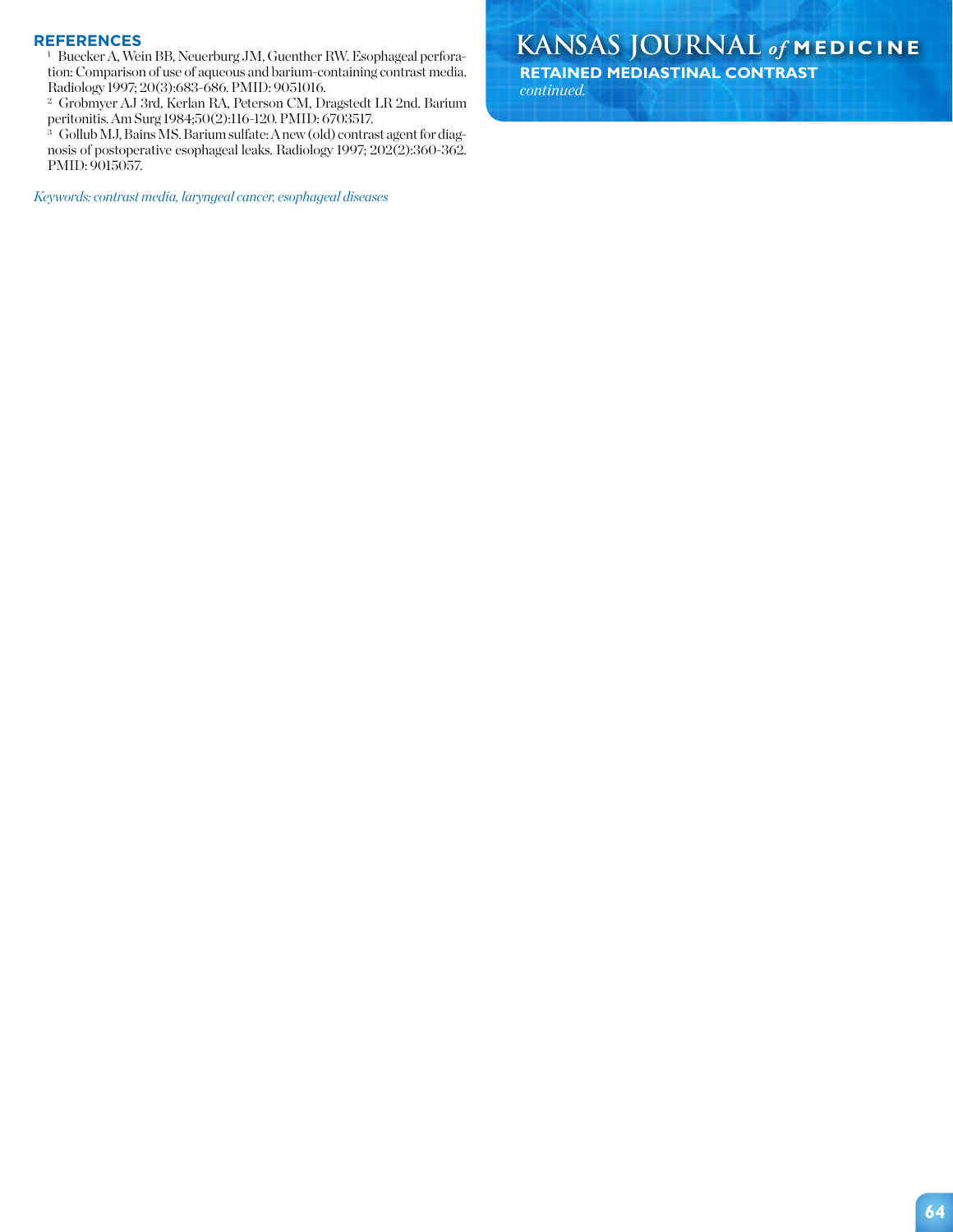## REFERENCES

[1] Buecker A, Wein BB, Neuerburg JM, Guenther RW. Esophageal perforation: Comparison of use of aqueous and barium-containing contrast media. Radiology 1997; 20(3):683-686. PMID: 9051016.

[2] Grobmyer AJ 3rd, Kerlan RA, Peterson CM, Dragstedt LR 2nd. Barium peritonitis. Am Surg 1984;50(2):116-120. PMID: 6703517.

[3] Gollub MJ, Bains MS. Barium sulfate: A new (old) contrast agent for diagnosis of postoperative esophageal leaks. Radiology 1997; 202(2):360-362. PMID: 9015057.

*Keywords: contrast media, laryngeal cancer, esophageal diseases*